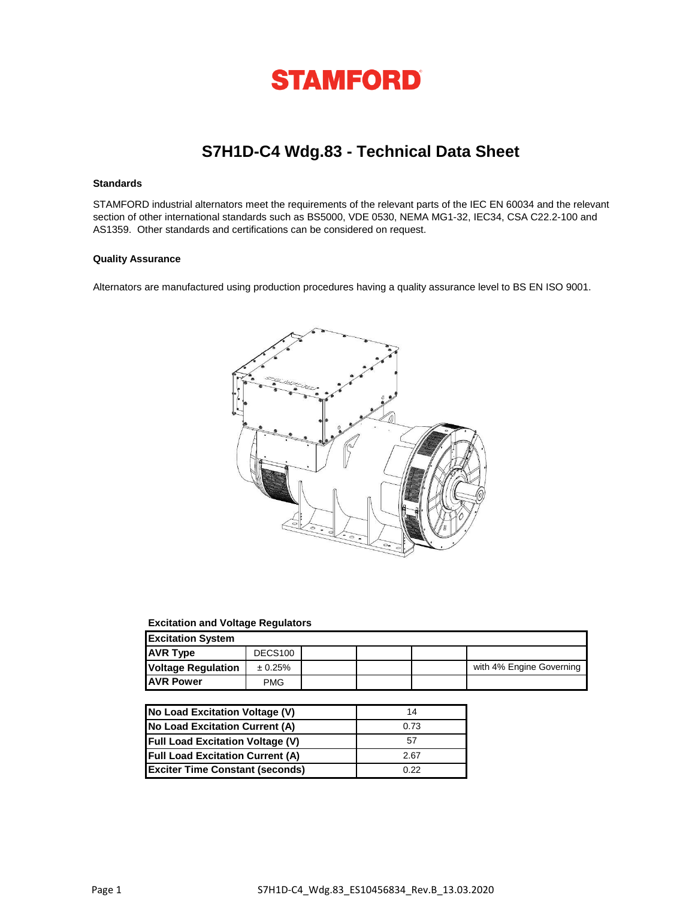# STAMFORD

## S7H1D-C4 Wdg.83 - Technical Data Sheet

### Standards

STAMFORD industrial alternators meet the requirements of the relevant parts of the IEC EN 60034 and the relevant section of other international standards such as BS5000, VDE 0530, NEMA MG1-32, IEC34, CSA C22.2-100 and AS1359. Other standards and certifications can be considered on request.

### Quality Assurance

Alternators are manufactured using production procedures having a quality assurance level to BS EN ISO 9001.

### Excitation and Voltage Regulators

| Excitation System | | | | | |
|---|---|---|---|---|---|
| AVR Type | DECS100 | | | | |
| Voltage Regulation | ± 0.25% | | | | with 4% Engine Governing |
| AVR Power | PMG | | | | |

| | |
|---|---|
| No Load Excitation Voltage (V) | 14 |
| No Load Excitation Current (A) | 0.73 |
| Full Load Excitation Voltage (V) | 57 |
| Full Load Excitation Current (A) | 2.67 |
| Exciter Time Constant (seconds) | 0.22 |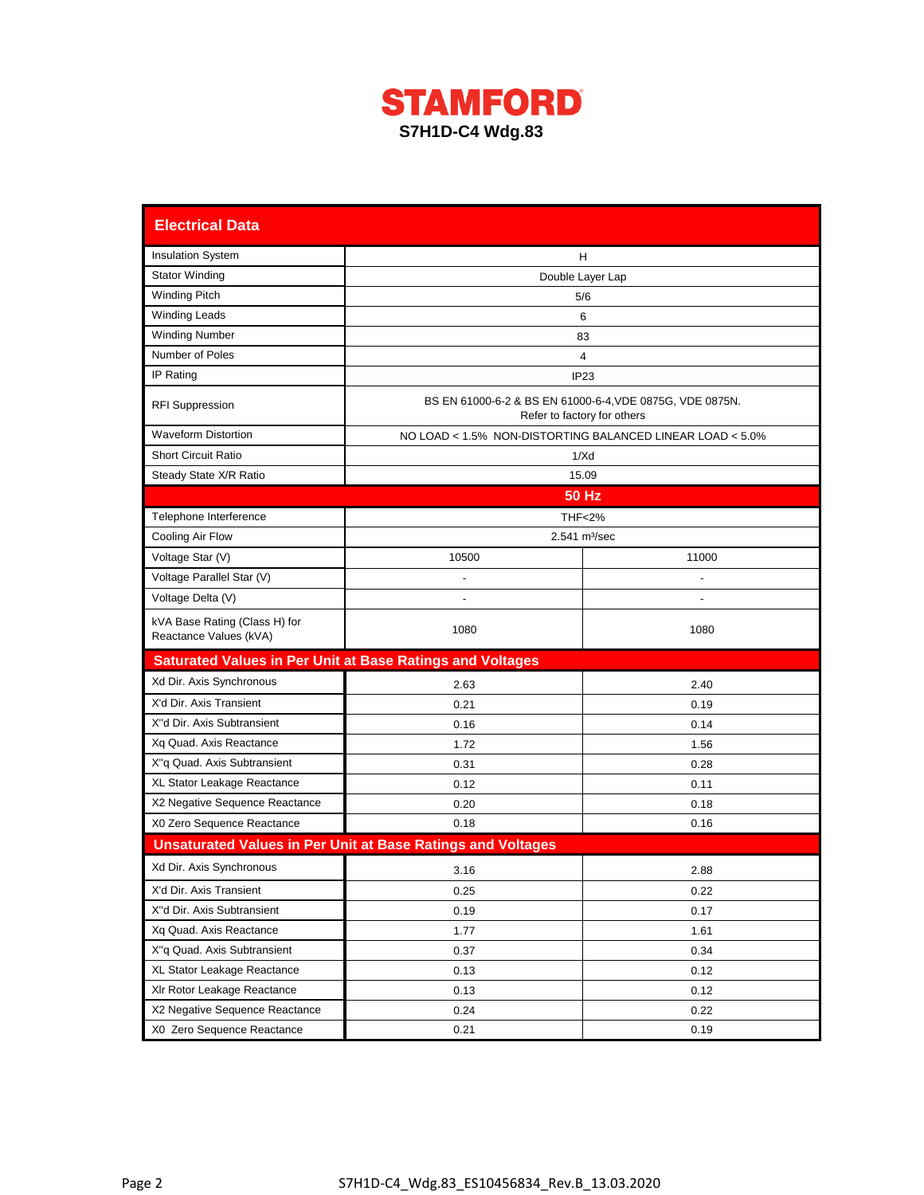# STAMFORD

## S7H1D-C4 Wdg.83

| Electrical Data | | |
|---|---|---|
| Insulation System | H | |
| Stator Winding | Double Layer Lap | |
| Winding Pitch | 5/6 | |
| Winding Leads | 6 | |
| Winding Number | 83 | |
| Number of Poles | 4 | |
| IP Rating | IP23 | |
| RFI Suppression | BS EN 61000-6-2 & BS EN 61000-6-4,VDE 0875G, VDE 0875N. Refer to factory for others | |
| Waveform Distortion | NO LOAD < 1.5% NON-DISTORTING BALANCED LINEAR LOAD < 5.0% | |
| Short Circuit Ratio | 1/Xd | |
| Steady State X/R Ratio | 15.09 | |
| | **50 Hz** | |
| Telephone Interference | THF<2% | |
| Cooling Air Flow | 2.541 m³/sec | |
| Voltage Star (V) | 10500 | 11000 |
| Voltage Parallel Star (V) | - | - |
| Voltage Delta (V) | - | - |
| kVA Base Rating (Class H) for Reactance Values (kVA) | 1080 | 1080 |
| **Saturated Values in Per Unit at Base Ratings and Voltages** | | |
| Xd Dir. Axis Synchronous | 2.63 | 2.40 |
| X'd Dir. Axis Transient | 0.21 | 0.19 |
| X''d Dir. Axis Subtransient | 0.16 | 0.14 |
| Xq Quad. Axis Reactance | 1.72 | 1.56 |
| X''q Quad. Axis Subtransient | 0.31 | 0.28 |
| XL Stator Leakage Reactance | 0.12 | 0.11 |
| X2 Negative Sequence Reactance | 0.20 | 0.18 |
| X0 Zero Sequence Reactance | 0.18 | 0.16 |
| **Unsaturated Values in Per Unit at Base Ratings and Voltages** | | |
| Xd Dir. Axis Synchronous | 3.16 | 2.88 |
| X'd Dir. Axis Transient | 0.25 | 0.22 |
| X''d Dir. Axis Subtransient | 0.19 | 0.17 |
| Xq Quad. Axis Reactance | 1.77 | 1.61 |
| X''q Quad. Axis Subtransient | 0.37 | 0.34 |
| XL Stator Leakage Reactance | 0.13 | 0.12 |
| Xlr Rotor Leakage Reactance | 0.13 | 0.12 |
| X2 Negative Sequence Reactance | 0.24 | 0.22 |
| X0 Zero Sequence Reactance | 0.21 | 0.19 |

S7H1D-C4_Wdg.83_ES10456834_Rev.B_13.03.2020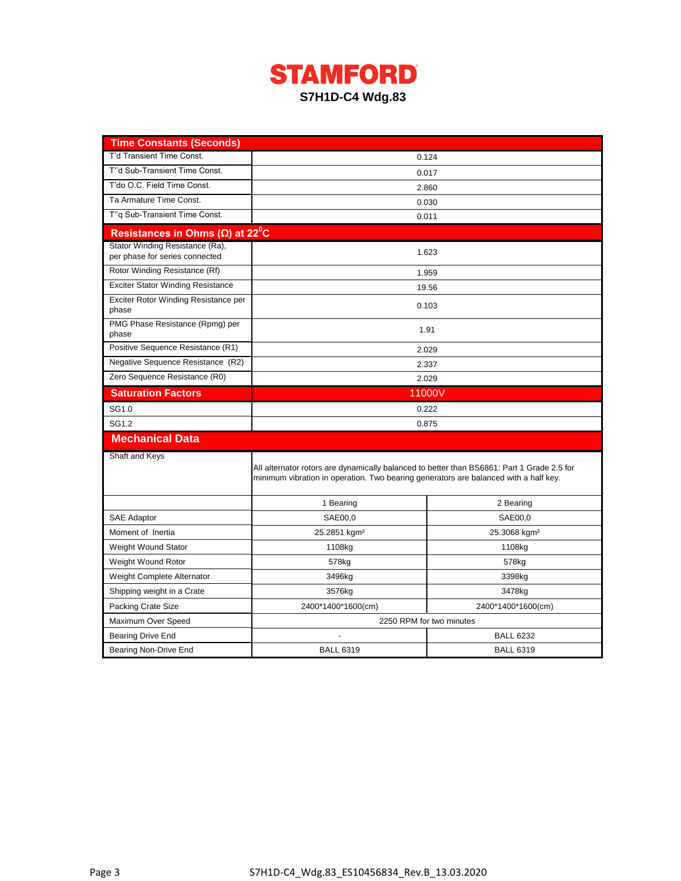# STAMFORD

## S7H1D-C4 Wdg.83

| Time Constants (Seconds) | |
|---|---|
| T'd Transient Time Const. | 0.124 |
| T''d Sub-Transient Time Const. | 0.017 |
| T'do O.C. Field Time Const. | 2.860 |
| Ta Armature Time Const. | 0.030 |
| T''q Sub-Transient Time Const. | 0.011 |

| Resistances in Ohms (Ω) at $22^0$C | |
|---|---|
| Stator Winding Resistance (Ra), per phase for series connected | 1.623 |
| Rotor Winding Resistance (Rf) | 1.959 |
| Exciter Stator Winding Resistance | 19.56 |
| Exciter Rotor Winding Resistance per phase | 0.103 |
| PMG Phase Resistance (Rpmg) per phase | 1.91 |
| Positive Sequence Resistance (R1) | 2.029 |
| Negative Sequence Resistance (R2) | 2.337 |
| Zero Sequence Resistance (R0) | 2.029 |

| Saturation Factors | 11000V |
|---|---|
| SG1.0 | 0.222 |
| SG1.2 | 0.875 |

| Mechanical Data | | |
|---|---|---|
| Shaft and Keys | All alternator rotors are dynamically balanced to better than BS6861: Part 1 Grade 2.5 for minimum vibration in operation. Two bearing generators are balanced with a half key. | |
| | 1 Bearing | 2 Bearing |
| SAE Adaptor | SAE00,0 | SAE00,0 |
| Moment of Inertia | 25.2851 kgm² | 25.3068 kgm² |
| Weight Wound Stator | 1108kg | 1108kg |
| Weight Wound Rotor | 578kg | 578kg |
| Weight Complete Alternator | 3496kg | 3398kg |
| Shipping weight in a Crate | 3576kg | 3478kg |
| Packing Crate Size | 2400*1400*1600(cm) | 2400*1400*1600(cm) |
| Maximum Over Speed | 2250 RPM for two minutes | |
| Bearing Drive End | - | BALL 6232 |
| Bearing Non-Drive End | BALL 6319 | BALL 6319 |

S7H1D-C4_Wdg.83_ES10456834_Rev.B_13.03.2020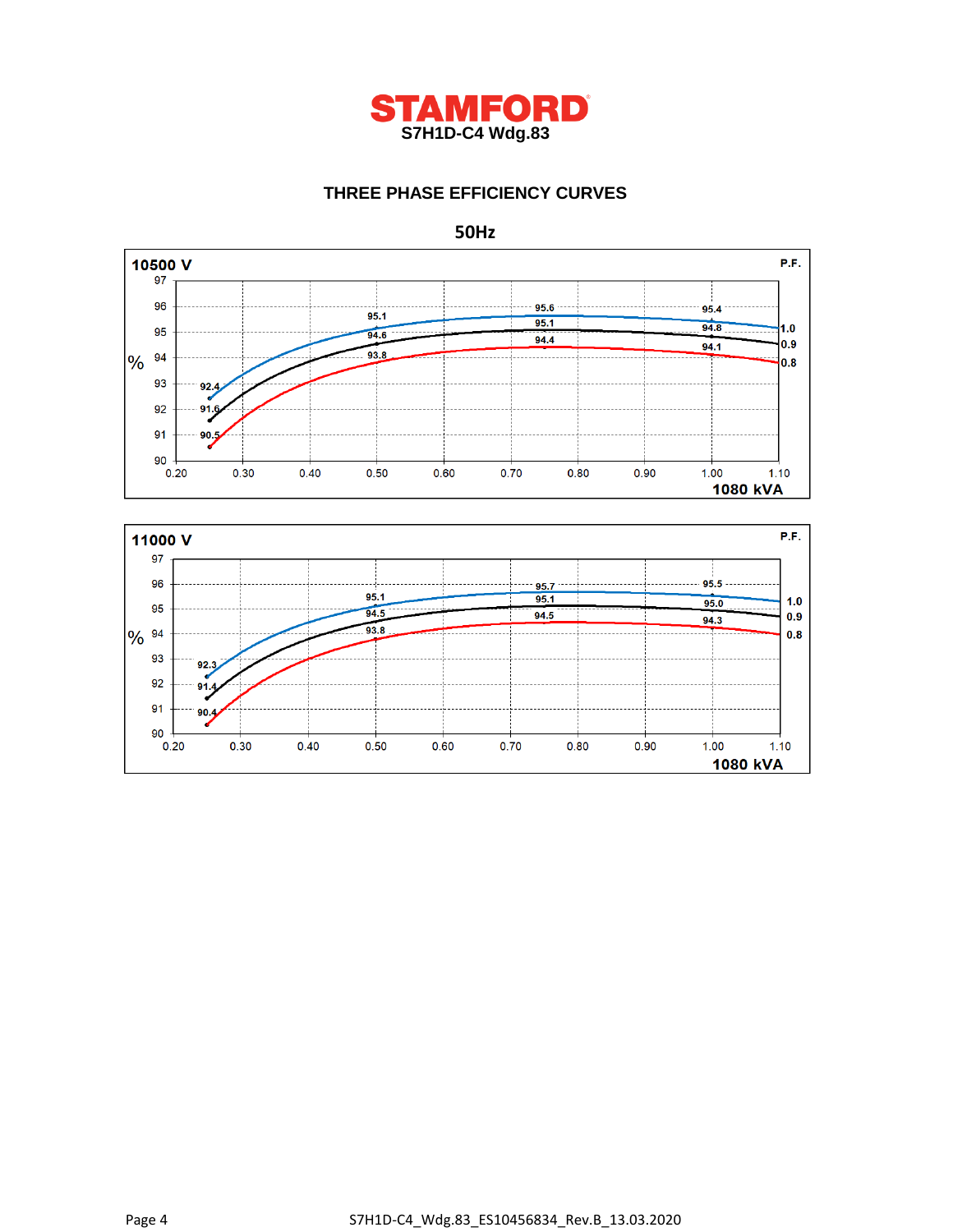# STAMFORD

**S7H1D-C4 Wdg.83**

## THREE PHASE EFFICIENCY CURVES

### 50Hz

**10500 V**

| P.F. | 0.25 | 0.50 | 0.75 | 1.00 |
|---|---|---|---|---|
| 1.0 | 92.4 | 95.1 | 95.6 | 95.4 |
| 0.9 | 91.6 | 94.6 | 95.1 | 94.8 |
| 0.8 | 90.5 | 93.8 | 94.4 | 94.1 |

% vs 1080 kVA

**11000 V**

| P.F. | 0.25 | 0.50 | 0.75 | 1.00 |
|---|---|---|---|---|
| 1.0 | 92.3 | 95.1 | 95.7 | 95.5 |
| 0.9 | 91.4 | 94.5 | 95.1 | 95.0 |
| 0.8 | 90.4 | 93.8 | 94.5 | 94.3 |

% vs 1080 kVA

S7H1D-C4_Wdg.83_ES10456834_Rev.B_13.03.2020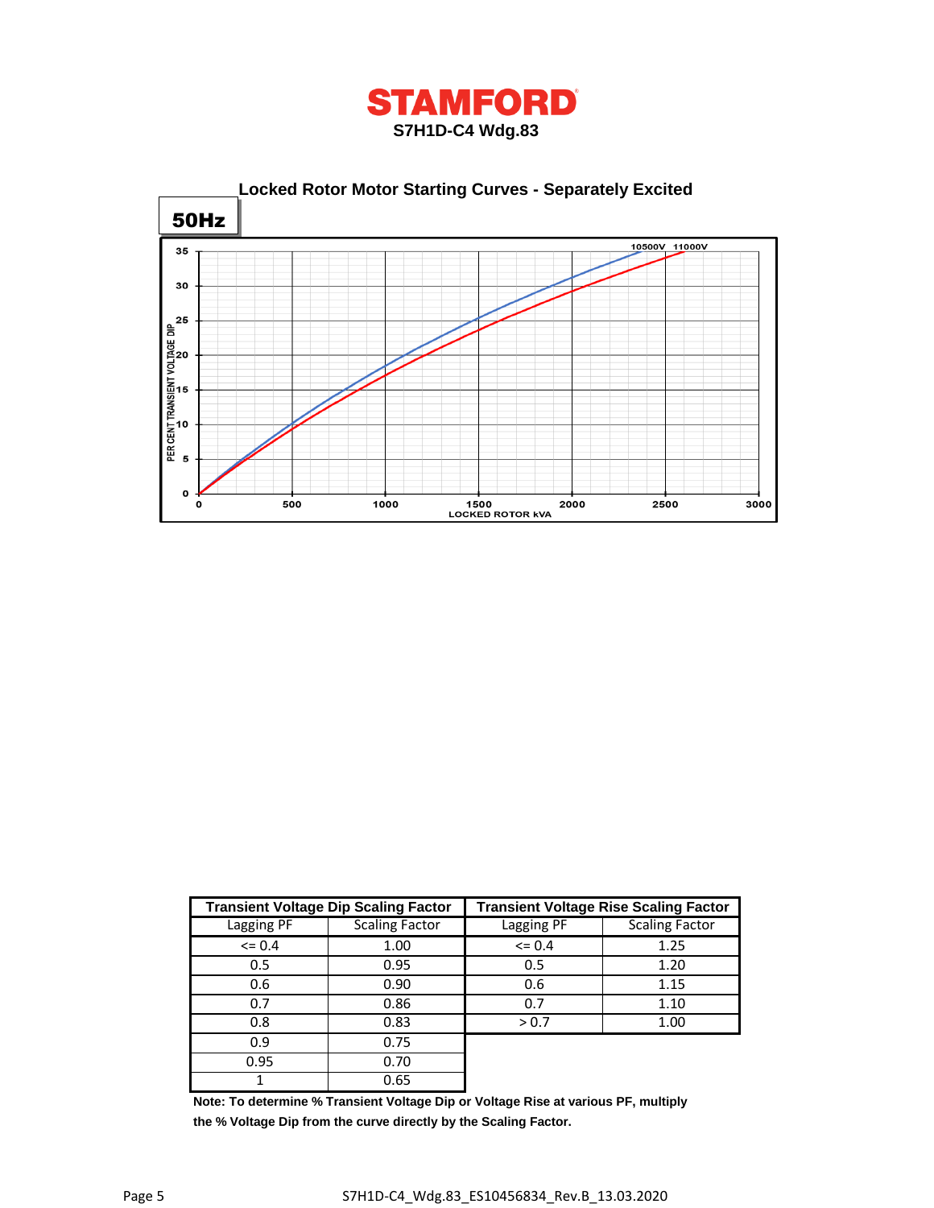# STAMFORD

**S7H1D-C4 Wdg.83**

## Locked Rotor Motor Starting Curves - Separately Excited

**50Hz**

| Transient Voltage Dip Scaling Factor | | Transient Voltage Rise Scaling Factor | |
|---|---|---|---|
| Lagging PF | Scaling Factor | Lagging PF | Scaling Factor |
| <= 0.4 | 1.00 | <= 0.4 | 1.25 |
| 0.5 | 0.95 | 0.5 | 1.20 |
| 0.6 | 0.90 | 0.6 | 1.15 |
| 0.7 | 0.86 | 0.7 | 1.10 |
| 0.8 | 0.83 | > 0.7 | 1.00 |
| 0.9 | 0.75 | | |
| 0.95 | 0.70 | | |
| 1 | 0.65 | | |

**Note: To determine % Transient Voltage Dip or Voltage Rise at various PF, multiply the % Voltage Dip from the curve directly by the Scaling Factor.**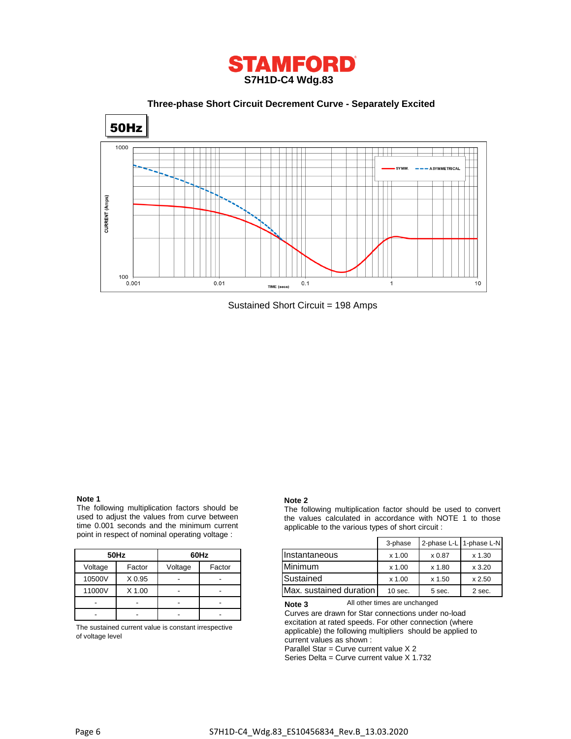# STAMFORD

## S7H1D-C4 Wdg.83

### Three-phase Short Circuit Decrement Curve - Separately Excited

**50Hz**

Sustained Short Circuit = 198 Amps

**Note 1**

The following multiplication factors should be used to adjust the values from curve between time 0.001 seconds and the minimum current point in respect of nominal operating voltage :

| 50Hz | | 60Hz | |
|---|---|---|---|
| Voltage | Factor | Voltage | Factor |
| 10500V | X 0.95 | - | - |
| 11000V | X 1.00 | - | - |
| - | - | - | - |
| - | - | - | - |

The sustained current value is constant irrespective of voltage level

**Note 2**

The following multiplication factor should be used to convert the values calculated in accordance with NOTE 1 to those applicable to the various types of short circuit :

| | 3-phase | 2-phase L-L | 1-phase L-N |
|---|---|---|---|
| Instantaneous | x 1.00 | x 0.87 | x 1.30 |
| Minimum | x 1.00 | x 1.80 | x 3.20 |
| Sustained | x 1.00 | x 1.50 | x 2.50 |
| Max. sustained duration | 10 sec. | 5 sec. | 2 sec. |

All other times are unchanged

**Note 3**

Curves are drawn for Star connections under no-load excitation at rated speeds. For other connection (where applicable) the following multipliers should be applied to current values as shown :

Parallel Star = Curve current value X 2

Series Delta = Curve current value X 1.732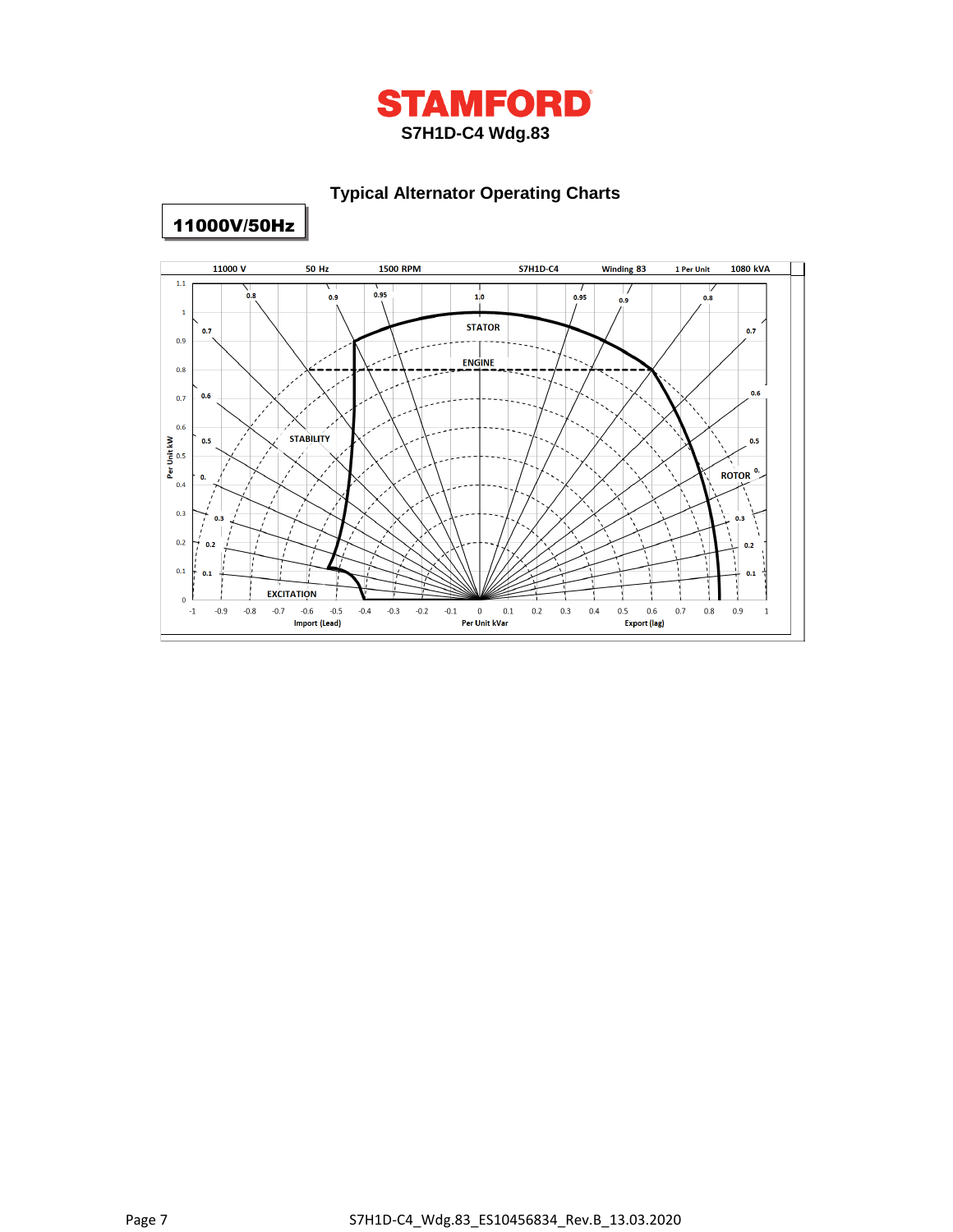# STAMFORD

**S7H1D-C4 Wdg.83**

## Typical Alternator Operating Charts

**11000V/50Hz**

11000 V | 50 Hz | 1500 RPM | S7H1D-C4 | Winding 83 | 1 Per Unit | 1080 kVA

STATOR

ENGINE

STABILITY

ROTOR

EXCITATION

Per Unit kW

Import (Lead) | Per Unit kVar | Export (lag)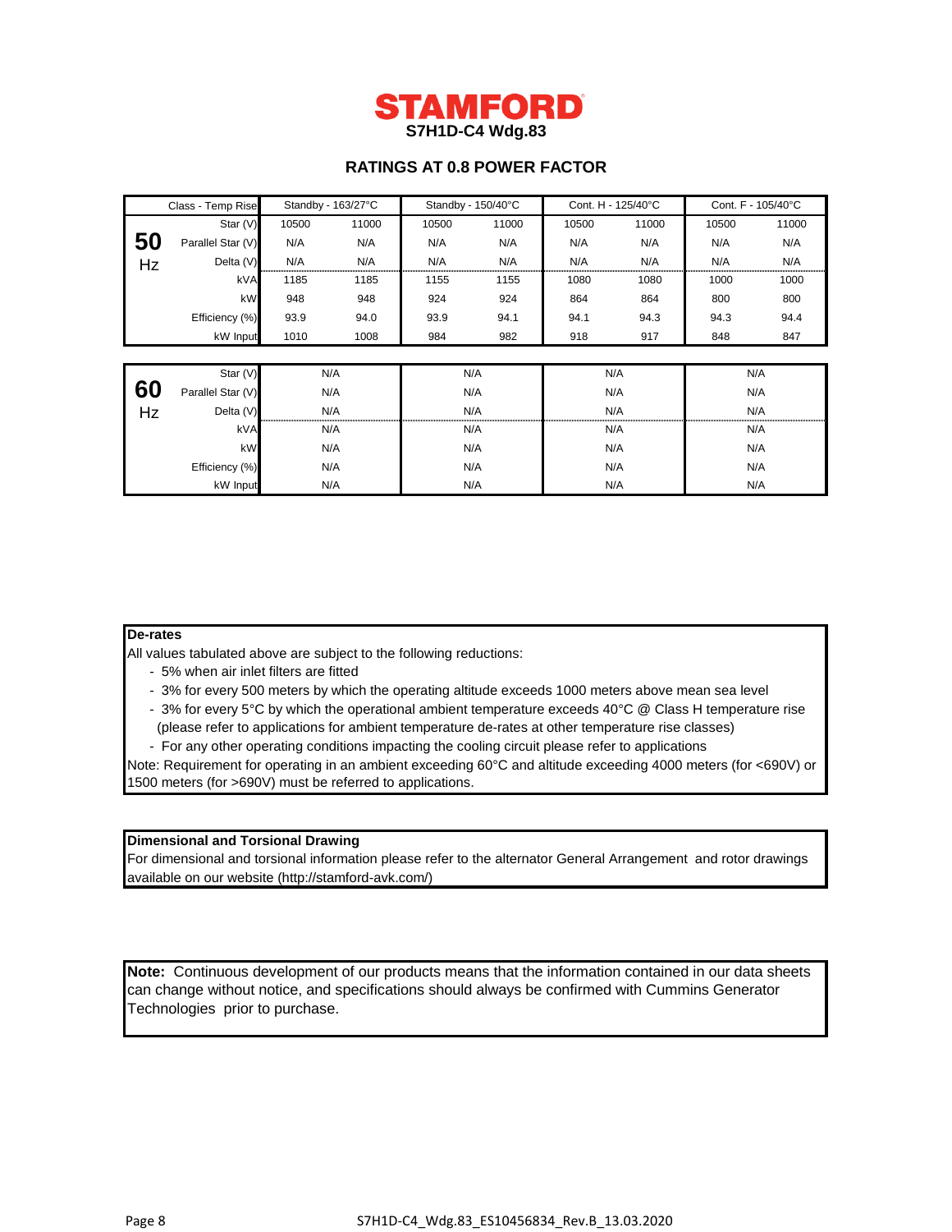# STAMFORD

**S7H1D-C4 Wdg.83**

## RATINGS AT 0.8 POWER FACTOR

| | Class - Temp Rise | Standby - 163/27°C | | Standby - 150/40°C | | Cont. H - 125/40°C | | Cont. F - 105/40°C | |
|---|---|---|---|---|---|---|---|---|---|
| **50** Hz | Star (V) | 10500 | 11000 | 10500 | 11000 | 10500 | 11000 | 10500 | 11000 |
| | Parallel Star (V) | N/A | N/A | N/A | N/A | N/A | N/A | N/A | N/A |
| | Delta (V) | N/A | N/A | N/A | N/A | N/A | N/A | N/A | N/A |
| | kVA | 1185 | 1185 | 1155 | 1155 | 1080 | 1080 | 1000 | 1000 |
| | kW | 948 | 948 | 924 | 924 | 864 | 864 | 800 | 800 |
| | Efficiency (%) | 93.9 | 94.0 | 93.9 | 94.1 | 94.1 | 94.3 | 94.3 | 94.4 |
| | kW Input | 1010 | 1008 | 984 | 982 | 918 | 917 | 848 | 847 |

| | | Standby - 163/27°C | Standby - 150/40°C | Cont. H - 125/40°C | Cont. F - 105/40°C |
|---|---|---|---|---|---|
| **60** Hz | Star (V) | N/A | N/A | N/A | N/A |
| | Parallel Star (V) | N/A | N/A | N/A | N/A |
| | Delta (V) | N/A | N/A | N/A | N/A |
| | kVA | N/A | N/A | N/A | N/A |
| | kW | N/A | N/A | N/A | N/A |
| | Efficiency (%) | N/A | N/A | N/A | N/A |
| | kW Input | N/A | N/A | N/A | N/A |

**De-rates**

All values tabulated above are subject to the following reductions:

- 5% when air inlet filters are fitted
- 3% for every 500 meters by which the operating altitude exceeds 1000 meters above mean sea level
- 3% for every 5°C by which the operational ambient temperature exceeds 40°C @ Class H temperature rise (please refer to applications for ambient temperature de-rates at other temperature rise classes)
- For any other operating conditions impacting the cooling circuit please refer to applications

Note: Requirement for operating in an ambient exceeding 60°C and altitude exceeding 4000 meters (for <690V) or 1500 meters (for >690V) must be referred to applications.

**Dimensional and Torsional Drawing**

For dimensional and torsional information please refer to the alternator General Arrangement and rotor drawings available on our website (http://stamford-avk.com/)

**Note:** Continuous development of our products means that the information contained in our data sheets can change without notice, and specifications should always be confirmed with Cummins Generator Technologies prior to purchase.

S7H1D-C4_Wdg.83_ES10456834_Rev.B_13.03.2020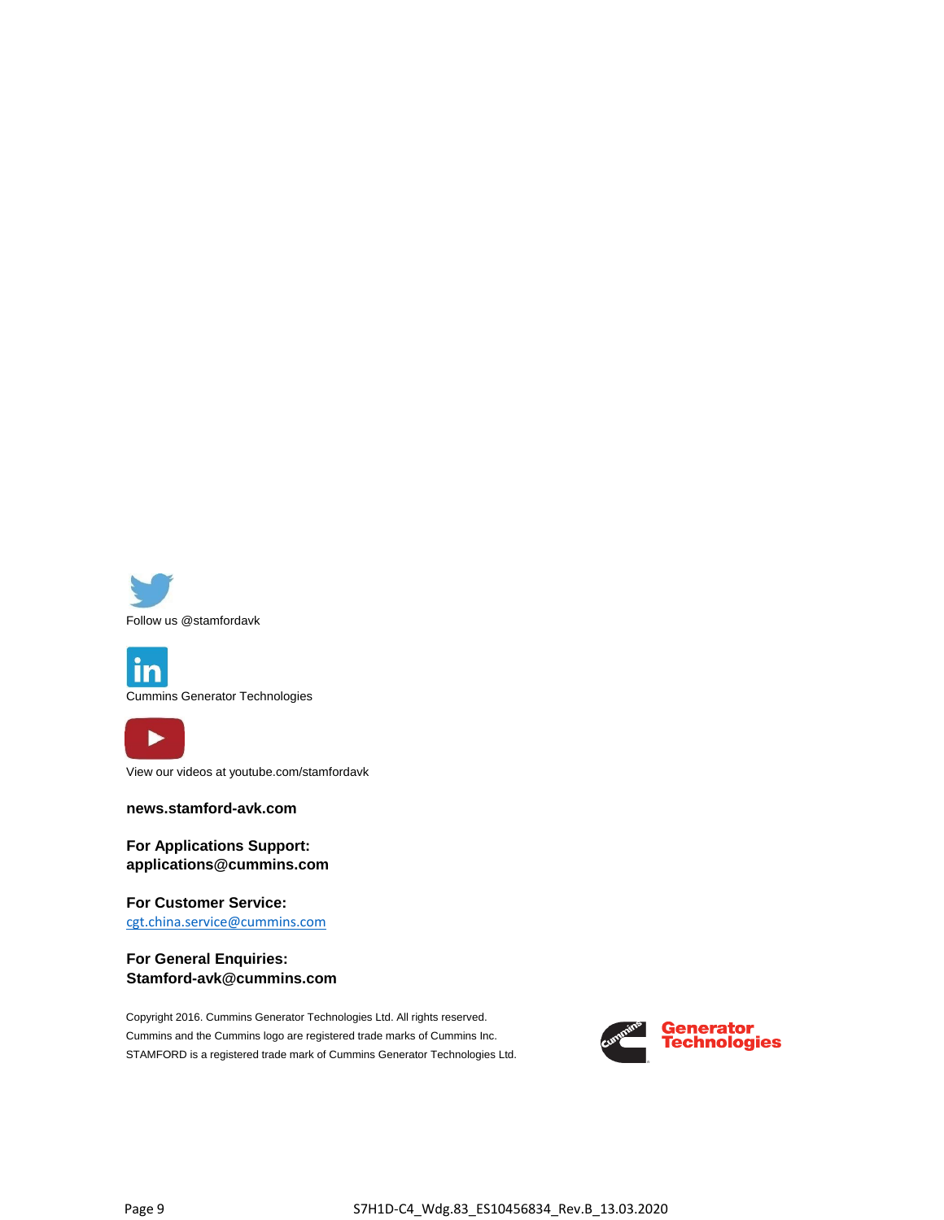Follow us @stamfordavk

Cummins Generator Technologies

View our videos at youtube.com/stamfordavk

**news.stamford-avk.com**

**For Applications Support:**
**applications@cummins.com**

**For Customer Service:**
cgt.china.service@cummins.com

**For General Enquiries:**
**Stamford-avk@cummins.com**

Copyright 2016. Cummins Generator Technologies Ltd. All rights reserved.
Cummins and the Cummins logo are registered trade marks of Cummins Inc.
STAMFORD is a registered trade mark of Cummins Generator Technologies Ltd.

S7H1D-C4_Wdg.83_ES10456834_Rev.B_13.03.2020